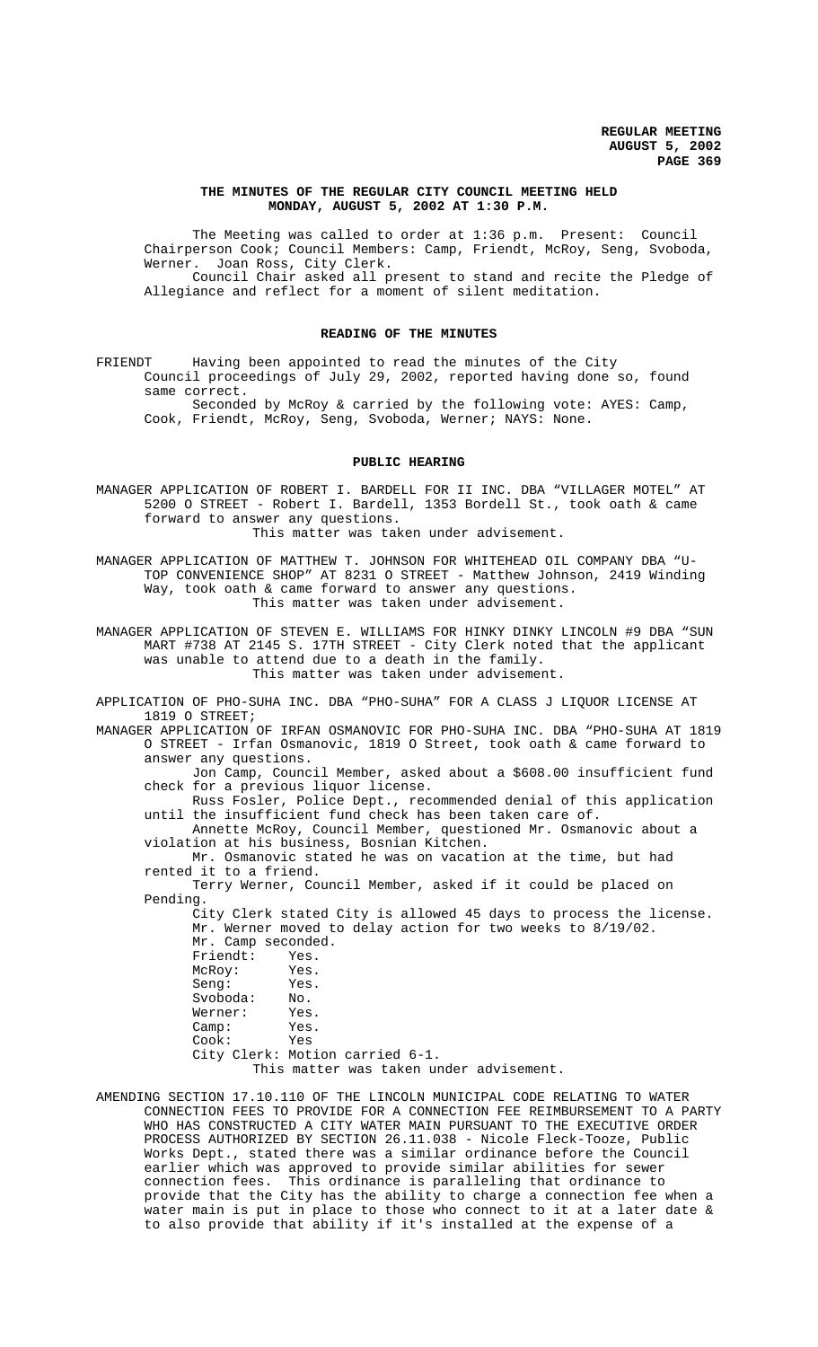### THE MINUTES OF THE REGULAR CITY COUNCIL MEETING HELD MONDAY, AUGUST 5, 2002 AT 1:30 P.M.

The Meeting was called to order at 1:36 p.m. Present: Council Chairperson Cook; Council Members: Camp, Friendt, McRoy, Seng, Svoboda, Werner. Joan Ross, City Clerk.

Council Chair asked all present to stand and recite the Pledge of Allegiance and reflect for a moment of silent meditation.

### READING OF THE MINUTES

FRIENDT Having been appointed to read the minutes of the City Council proceedings of July 29, 2002, reported having done so, found same correct.

Seconded by McRoy & carried by the following vote: AYES: Camp, Cook, Friendt, McRoy, Seng, Svoboda, Werner; NAYS: None.

### PUBLIC HEARING

MANAGER APPLICATION OF ROBERT I. BARDELL FOR II INC. DBA "VILLAGER MOTEL" AT 5200 O STREET - Robert I. Bardell, 1353 Bordell St., took oath & came forward to answer any questions.

This matter was taken under advisement.

MANAGER APPLICATION OF MATTHEW T. JOHNSON FOR WHITEHEAD OIL COMPANY DBA "U-TOP CONVENIENCE SHOP" AT 8231 O STREET - Matthew Johnson, 2419 Winding Way, took oath & came forward to answer any questions.

This matter was taken under advisement.

MANAGER APPLICATION OF STEVEN E. WILLIAMS FOR HINKY DINKY LINCOLN #9 DBA "SUN MART #738 AT 2145 S. 17TH STREET - City Clerk noted that the applicant was unable to attend due to a death in the family.

This matter was taken under advisement.

APPLICATION OF PHO-SUHA INC. DBA "PHO-SUHA" FOR A CLASS J LIQUOR LICENSE AT 1819 O STREET;

MANAGER APPLICATION OF IRFAN OSMANOVIC FOR PHO-SUHA INC. DBA "PHO-SUHA AT 1819 O STREET - Irfan Osmanovic, 1819 O Street, took oath & came forward to answer any questions.

Jon Camp, Council Member, asked about a $608.00 insufficient fund check for a previous liquor license.

Russ Fosler, Police Dept., recommended denial of this application until the insufficient fund check has been taken care of.

Annette McRoy, Council Member, questioned Mr. Osmanovic about a violation at his business, Bosnian Kitchen.

Mr. Osmanovic stated he was on vacation at the time, but had rented it to a friend.

Terry Werner, Council Member, asked if it could be placed on Pending.

City Clerk stated City is allowed 45 days to process the license.

Mr. Werner moved to delay action for two weeks to 8/19/02.

Mr. Camp seconded.

Friendt: Yes.
McRoy: Yes.
Seng: Yes.
Svoboda: No.
Werner: Yes.
Camp: Yes.
Cook: Yes

City Clerk: Motion carried 6-1.

This matter was taken under advisement.

AMENDING SECTION 17.10.110 OF THE LINCOLN MUNICIPAL CODE RELATING TO WATER CONNECTION FEES TO PROVIDE FOR A CONNECTION FEE REIMBURSEMENT TO A PARTY WHO HAS CONSTRUCTED A CITY WATER MAIN PURSUANT TO THE EXECUTIVE ORDER PROCESS AUTHORIZED BY SECTION 26.11.038 - Nicole Fleck-Tooze, Public Works Dept., stated there was a similar ordinance before the Council earlier which was approved to provide similar abilities for sewer connection fees. This ordinance is paralleling that ordinance to provide that the City has the ability to charge a connection fee when a water main is put in place to those who connect to it at a later date & to also provide that ability if it's installed at the expense of a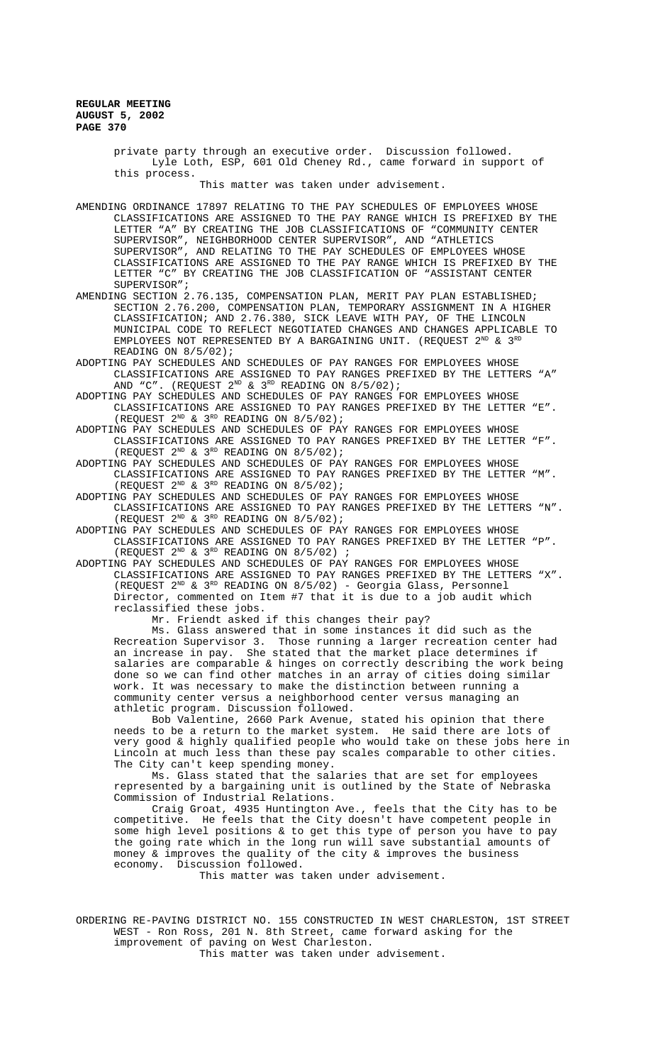private party through an executive order. Discussion followed.

Lyle Loth, ESP, 601 Old Cheney Rd., came forward in support of this process.

This matter was taken under advisement.

AMENDING ORDINANCE 17897 RELATING TO THE PAY SCHEDULES OF EMPLOYEES WHOSE CLASSIFICATIONS ARE ASSIGNED TO THE PAY RANGE WHICH IS PREFIXED BY THE LETTER "A" BY CREATING THE JOB CLASSIFICATIONS OF "COMMUNITY CENTER SUPERVISOR", NEIGHBORHOOD CENTER SUPERVISOR", AND "ATHLETICS SUPERVISOR", AND RELATING TO THE PAY SCHEDULES OF EMPLOYEES WHOSE CLASSIFICATIONS ARE ASSIGNED TO THE PAY RANGE WHICH IS PREFIXED BY THE LETTER "C" BY CREATING THE JOB CLASSIFICATION OF "ASSISTANT CENTER SUPERVISOR";

AMENDING SECTION 2.76.135, COMPENSATION PLAN, MERIT PAY PLAN ESTABLISHED; SECTION 2.76.200, COMPENSATION PLAN, TEMPORARY ASSIGNMENT IN A HIGHER CLASSIFICATION; AND 2.76.380, SICK LEAVE WITH PAY, OF THE LINCOLN MUNICIPAL CODE TO REFLECT NEGOTIATED CHANGES AND CHANGES APPLICABLE TO EMPLOYEES NOT REPRESENTED BY A BARGAINING UNIT. (REQUEST 2ND & 3RD READING ON 8/5/02);

ADOPTING PAY SCHEDULES AND SCHEDULES OF PAY RANGES FOR EMPLOYEES WHOSE CLASSIFICATIONS ARE ASSIGNED TO PAY RANGES PREFIXED BY THE LETTERS "A" AND "C". (REQUEST 2ND & 3RD READING ON 8/5/02);

ADOPTING PAY SCHEDULES AND SCHEDULES OF PAY RANGES FOR EMPLOYEES WHOSE CLASSIFICATIONS ARE ASSIGNED TO PAY RANGES PREFIXED BY THE LETTER "E". (REQUEST 2ND & 3RD READING ON 8/5/02);

ADOPTING PAY SCHEDULES AND SCHEDULES OF PAY RANGES FOR EMPLOYEES WHOSE CLASSIFICATIONS ARE ASSIGNED TO PAY RANGES PREFIXED BY THE LETTER "F". (REQUEST 2ND & 3RD READING ON 8/5/02);

ADOPTING PAY SCHEDULES AND SCHEDULES OF PAY RANGES FOR EMPLOYEES WHOSE CLASSIFICATIONS ARE ASSIGNED TO PAY RANGES PREFIXED BY THE LETTER "M". (REQUEST 2ND & 3RD READING ON 8/5/02);

ADOPTING PAY SCHEDULES AND SCHEDULES OF PAY RANGES FOR EMPLOYEES WHOSE CLASSIFICATIONS ARE ASSIGNED TO PAY RANGES PREFIXED BY THE LETTERS "N". (REQUEST 2ND & 3RD READING ON 8/5/02);

ADOPTING PAY SCHEDULES AND SCHEDULES OF PAY RANGES FOR EMPLOYEES WHOSE CLASSIFICATIONS ARE ASSIGNED TO PAY RANGES PREFIXED BY THE LETTER "P". (REQUEST 2ND & 3RD READING ON 8/5/02) ;

ADOPTING PAY SCHEDULES AND SCHEDULES OF PAY RANGES FOR EMPLOYEES WHOSE CLASSIFICATIONS ARE ASSIGNED TO PAY RANGES PREFIXED BY THE LETTERS "X". (REQUEST 2ND & 3RD READING ON 8/5/02) - Georgia Glass, Personnel Director, commented on Item #7 that it is due to a job audit which reclassified these jobs.

Mr. Friendt asked if this changes their pay?

Ms. Glass answered that in some instances it did such as the Recreation Supervisor 3. Those running a larger recreation center had an increase in pay. She stated that the market place determines if salaries are comparable & hinges on correctly describing the work being done so we can find other matches in an array of cities doing similar work. It was necessary to make the distinction between running a community center versus a neighborhood center versus managing an athletic program. Discussion followed.

Bob Valentine, 2660 Park Avenue, stated his opinion that there needs to be a return to the market system. He said there are lots of very good & highly qualified people who would take on these jobs here in Lincoln at much less than these pay scales comparable to other cities. The City can't keep spending money.

Ms. Glass stated that the salaries that are set for employees represented by a bargaining unit is outlined by the State of Nebraska Commission of Industrial Relations.

Craig Groat, 4935 Huntington Ave., feels that the City has to be competitive. He feels that the City doesn't have competent people in some high level positions & to get this type of person you have to pay the going rate which in the long run will save substantial amounts of money & improves the quality of the city & improves the business economy. Discussion followed.

This matter was taken under advisement.

ORDERING RE-PAVING DISTRICT NO. 155 CONSTRUCTED IN WEST CHARLESTON, 1ST STREET WEST - Ron Ross, 201 N. 8th Street, came forward asking for the improvement of paving on West Charleston.

This matter was taken under advisement.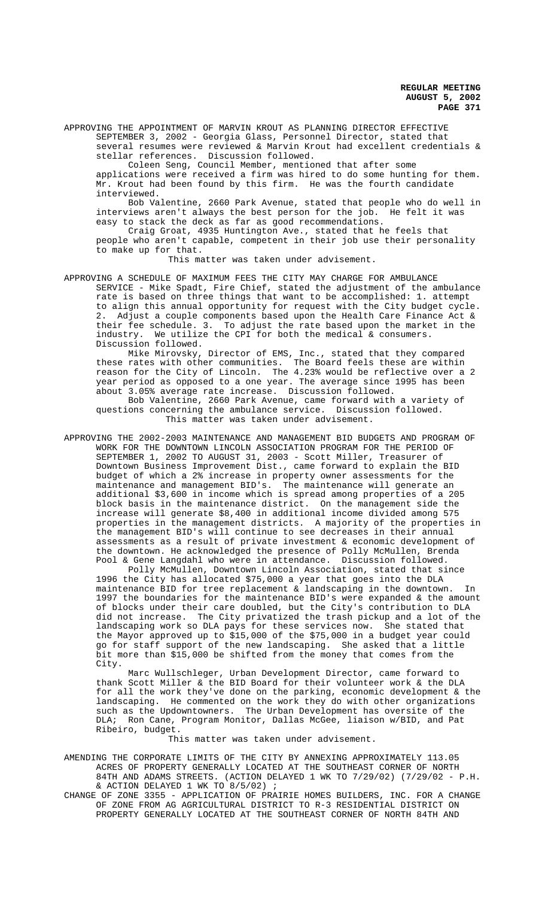APPROVING THE APPOINTMENT OF MARVIN KROUT AS PLANNING DIRECTOR EFFECTIVE SEPTEMBER 3, 2002 - Georgia Glass, Personnel Director, stated that several resumes were reviewed & Marvin Krout had excellent credentials & stellar references. Discussion followed.

Coleen Seng, Council Member, mentioned that after some applications were received a firm was hired to do some hunting for them. Mr. Krout had been found by this firm. He was the fourth candidate interviewed.

Bob Valentine, 2660 Park Avenue, stated that people who do well in interviews aren't always the best person for the job. He felt it was easy to stack the deck as far as good recommendations.

Craig Groat, 4935 Huntington Ave., stated that he feels that people who aren't capable, competent in their job use their personality to make up for that.

This matter was taken under advisement.

APPROVING A SCHEDULE OF MAXIMUM FEES THE CITY MAY CHARGE FOR AMBULANCE SERVICE - Mike Spadt, Fire Chief, stated the adjustment of the ambulance rate is based on three things that want to be accomplished: 1. attempt to align this annual opportunity for request with the City budget cycle. 2. Adjust a couple components based upon the Health Care Finance Act & their fee schedule. 3. To adjust the rate based upon the market in the industry. We utilize the CPI for both the medical & consumers. Discussion followed.

Mike Mirovsky, Director of EMS, Inc., stated that they compared these rates with other communities. The Board feels these are within reason for the City of Lincoln. The 4.23% would be reflective over a 2 year period as opposed to a one year. The average since 1995 has been about 3.05% average rate increase. Discussion followed.

Bob Valentine, 2660 Park Avenue, came forward with a variety of questions concerning the ambulance service. Discussion followed.

This matter was taken under advisement.

APPROVING THE 2002-2003 MAINTENANCE AND MANAGEMENT BID BUDGETS AND PROGRAM OF WORK FOR THE DOWNTOWN LINCOLN ASSOCIATION PROGRAM FOR THE PERIOD OF SEPTEMBER 1, 2002 TO AUGUST 31, 2003 - Scott Miller, Treasurer of Downtown Business Improvement Dist., came forward to explain the BID budget of which a 2% increase in property owner assessments for the maintenance and management BID's. The maintenance will generate an additional $3,600 in income which is spread among properties of a 205 block basis in the maintenance district. On the management side the increase will generate $8,400 in additional income divided among 575 properties in the management districts. A majority of the properties in the management BID's will continue to see decreases in their annual assessments as a result of private investment & economic development of the downtown. He acknowledged the presence of Polly McMullen, Brenda Pool & Gene Langdahl who were in attendance. Discussion followed.

Polly McMullen, Downtown Lincoln Association, stated that since 1996 the City has allocated $75,000 a year that goes into the DLA maintenance BID for tree replacement & landscaping in the downtown. In 1997 the boundaries for the maintenance BID's were expanded & the amount of blocks under their care doubled, but the City's contribution to DLA did not increase. The City privatized the trash pickup and a lot of the landscaping work so DLA pays for these services now. She stated that the Mayor approved up to $15,000 of the $75,000 in a budget year could go for staff support of the new landscaping. She asked that a little bit more than $15,000 be shifted from the money that comes from the City.

Marc Wullschleger, Urban Development Director, came forward to thank Scott Miller & the BID Board for their volunteer work & the DLA for all the work they've done on the parking, economic development & the landscaping. He commented on the work they do with other organizations such as the Updowntowners. The Urban Development has oversite of the DLA; Ron Cane, Program Monitor, Dallas McGee, liaison w/BID, and Pat Ribeiro, budget.

This matter was taken under advisement.

AMENDING THE CORPORATE LIMITS OF THE CITY BY ANNEXING APPROXIMATELY 113.05 ACRES OF PROPERTY GENERALLY LOCATED AT THE SOUTHEAST CORNER OF NORTH 84TH AND ADAMS STREETS. (ACTION DELAYED 1 WK TO 7/29/02) (7/29/02 - P.H. & ACTION DELAYED 1 WK TO 8/5/02) ;

CHANGE OF ZONE 3355 - APPLICATION OF PRAIRIE HOMES BUILDERS, INC. FOR A CHANGE OF ZONE FROM AG AGRICULTURAL DISTRICT TO R-3 RESIDENTIAL DISTRICT ON PROPERTY GENERALLY LOCATED AT THE SOUTHEAST CORNER OF NORTH 84TH AND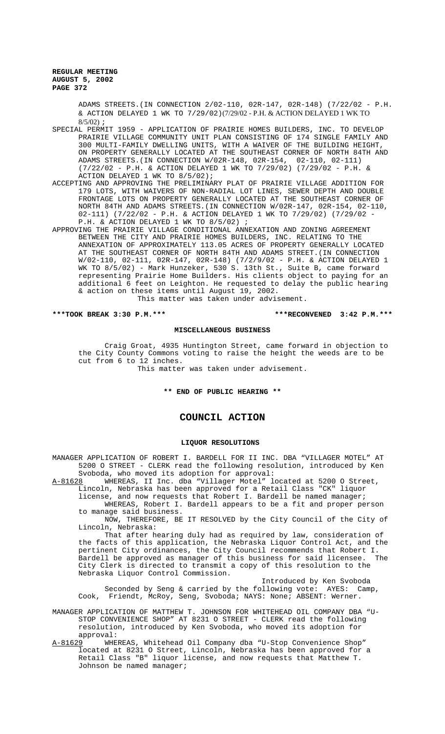ADAMS STREETS.(IN CONNECTION 2/02-110, 02R-147, 02R-148) (7/22/02 - P.H. & ACTION DELAYED 1 WK TO 7/29/02)(7/29/02 - P.H. & ACTION DELAYED 1 WK TO 8/5/02);

SPECIAL PERMIT 1959 - APPLICATION OF PRAIRIE HOMES BUILDERS, INC. TO DEVELOP PRAIRIE VILLAGE COMMUNITY UNIT PLAN CONSISTING OF 174 SINGLE FAMILY AND 300 MULTI-FAMILY DWELLING UNITS, WITH A WAIVER OF THE BUILDING HEIGHT, ON PROPERTY GENERALLY LOCATED AT THE SOUTHEAST CORNER OF NORTH 84TH AND ADAMS STREETS.(IN CONNECTION W/02R-148, 02R-154, 02-110, 02-111) (7/22/02 - P.H. & ACTION DELAYED 1 WK TO 7/29/02) (7/29/02 - P.H. & ACTION DELAYED 1 WK TO 8/5/02);

ACCEPTING AND APPROVING THE PRELIMINARY PLAT OF PRAIRIE VILLAGE ADDITION FOR 179 LOTS, WITH WAIVERS OF NON-RADIAL LOT LINES, SEWER DEPTH AND DOUBLE FRONTAGE LOTS ON PROPERTY GENERALLY LOCATED AT THE SOUTHEAST CORNER OF NORTH 84TH AND ADAMS STREETS.(IN CONNECTION W/02R-147, 02R-154, 02-110, 02-111) (7/22/02 - P.H. & ACTION DELAYED 1 WK TO 7/29/02) (7/29/02 - P.H. & ACTION DELAYED 1 WK TO 8/5/02) ;

APPROVING THE PRAIRIE VILLAGE CONDITIONAL ANNEXATION AND ZONING AGREEMENT BETWEEN THE CITY AND PRAIRIE HOMES BUILDERS, INC. RELATING TO THE ANNEXATION OF APPROXIMATELY 113.05 ACRES OF PROPERTY GENERALLY LOCATED AT THE SOUTHEAST CORNER OF NORTH 84TH AND ADAMS STREET.(IN CONNECTION W/02-110, 02-111, 02R-147, 02R-148) (7/2/9/02 - P.H. & ACTION DELAYED 1 WK TO 8/5/02) - Mark Hunzeker, 530 S. 13th St., Suite B, came forward representing Prairie Home Builders. His clients object to paying for an additional 6 feet on Leighton. He requested to delay the public hearing & action on these items until August 19, 2002.

This matter was taken under advisement.

**\*\*\*TOOK BREAK 3:30 P.M.\*\*\*** **\*\*\*RECONVENED 3:42 P.M.\*\*\***

**MISCELLANEOUS BUSINESS**

Craig Groat, 4935 Huntington Street, came forward in objection to the City County Commons voting to raise the height the weeds are to be cut from 6 to 12 inches.

This matter was taken under advisement.

**\*\* END OF PUBLIC HEARING \*\***

# COUNCIL ACTION

**LIQUOR RESOLUTIONS**

MANAGER APPLICATION OF ROBERT I. BARDELL FOR II INC. DBA "VILLAGER MOTEL" AT 5200 O STREET - CLERK read the following resolution, introduced by Ken Svoboda, who moved its adoption for approval:

A-81628 WHEREAS, II Inc. dba "Villager Motel" located at 5200 O Street, Lincoln, Nebraska has been approved for a Retail Class "CK" liquor license, and now requests that Robert I. Bardell be named manager;

WHEREAS, Robert I. Bardell appears to be a fit and proper person to manage said business.

NOW, THEREFORE, BE IT RESOLVED by the City Council of the City of Lincoln, Nebraska:

That after hearing duly had as required by law, consideration of the facts of this application, the Nebraska Liquor Control Act, and the pertinent City ordinances, the City Council recommends that Robert I. Bardell be approved as manager of this business for said licensee. The City Clerk is directed to transmit a copy of this resolution to the Nebraska Liquor Control Commission.

Introduced by Ken Svoboda

Seconded by Seng & carried by the following vote: AYES: Camp, Cook, Friendt, McRoy, Seng, Svoboda; NAYS: None; ABSENT: Werner.

MANAGER APPLICATION OF MATTHEW T. JOHNSON FOR WHITEHEAD OIL COMPANY DBA "U-STOP CONVENIENCE SHOP" AT 8231 O STREET - CLERK read the following resolution, introduced by Ken Svoboda, who moved its adoption for approval:

A-81629 WHEREAS, Whitehead Oil Company dba "U-Stop Convenience Shop" located at 8231 O Street, Lincoln, Nebraska has been approved for a Retail Class "B" liquor license, and now requests that Matthew T. Johnson be named manager;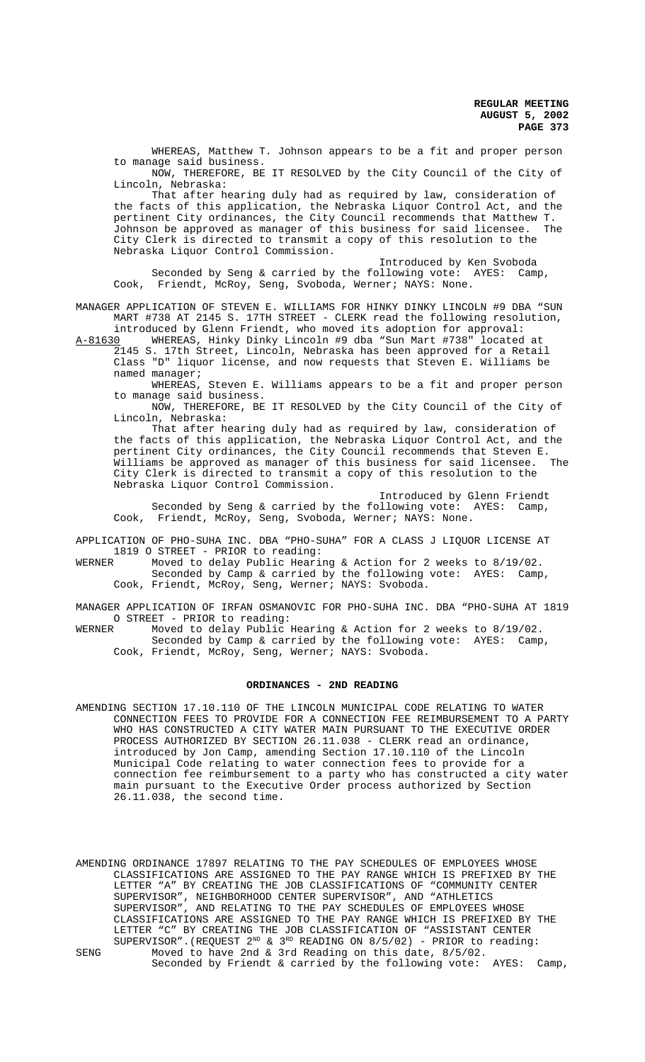WHEREAS, Matthew T. Johnson appears to be a fit and proper person to manage said business.

NOW, THEREFORE, BE IT RESOLVED by the City Council of the City of Lincoln, Nebraska:

That after hearing duly had as required by law, consideration of the facts of this application, the Nebraska Liquor Control Act, and the pertinent City ordinances, the City Council recommends that Matthew T. Johnson be approved as manager of this business for said licensee. The City Clerk is directed to transmit a copy of this resolution to the Nebraska Liquor Control Commission.

Introduced by Ken Svoboda

Seconded by Seng & carried by the following vote: AYES: Camp, Cook, Friendt, McRoy, Seng, Svoboda, Werner; NAYS: None.

MANAGER APPLICATION OF STEVEN E. WILLIAMS FOR HINKY DINKY LINCOLN #9 DBA "SUN MART #738 AT 2145 S. 17TH STREET - CLERK read the following resolution, introduced by Glenn Friendt, who moved its adoption for approval:

A-81630 WHEREAS, Hinky Dinky Lincoln #9 dba "Sun Mart #738" located at 2145 S. 17th Street, Lincoln, Nebraska has been approved for a Retail Class "D" liquor license, and now requests that Steven E. Williams be named manager;

WHEREAS, Steven E. Williams appears to be a fit and proper person to manage said business.

NOW, THEREFORE, BE IT RESOLVED by the City Council of the City of Lincoln, Nebraska:

That after hearing duly had as required by law, consideration of the facts of this application, the Nebraska Liquor Control Act, and the pertinent City ordinances, the City Council recommends that Steven E. Williams be approved as manager of this business for said licensee. The City Clerk is directed to transmit a copy of this resolution to the Nebraska Liquor Control Commission.

Introduced by Glenn Friendt

Seconded by Seng & carried by the following vote: AYES: Camp, Cook, Friendt, McRoy, Seng, Svoboda, Werner; NAYS: None.

APPLICATION OF PHO-SUHA INC. DBA "PHO-SUHA" FOR A CLASS J LIQUOR LICENSE AT 1819 O STREET - PRIOR to reading:

WERNER Moved to delay Public Hearing & Action for 2 weeks to 8/19/02.
Seconded by Camp & carried by the following vote: AYES: Camp, Cook, Friendt, McRoy, Seng, Werner; NAYS: Svoboda.

MANAGER APPLICATION OF IRFAN OSMANOVIC FOR PHO-SUHA INC. DBA "PHO-SUHA AT 1819 O STREET - PRIOR to reading:

WERNER Moved to delay Public Hearing & Action for 2 weeks to 8/19/02.
Seconded by Camp & carried by the following vote: AYES: Camp, Cook, Friendt, McRoy, Seng, Werner; NAYS: Svoboda.

## ORDINANCES - 2ND READING

AMENDING SECTION 17.10.110 OF THE LINCOLN MUNICIPAL CODE RELATING TO WATER CONNECTION FEES TO PROVIDE FOR A CONNECTION FEE REIMBURSEMENT TO A PARTY WHO HAS CONSTRUCTED A CITY WATER MAIN PURSUANT TO THE EXECUTIVE ORDER PROCESS AUTHORIZED BY SECTION 26.11.038 - CLERK read an ordinance, introduced by Jon Camp, amending Section 17.10.110 of the Lincoln Municipal Code relating to water connection fees to provide for a connection fee reimbursement to a party who has constructed a city water main pursuant to the Executive Order process authorized by Section 26.11.038, the second time.

AMENDING ORDINANCE 17897 RELATING TO THE PAY SCHEDULES OF EMPLOYEES WHOSE CLASSIFICATIONS ARE ASSIGNED TO THE PAY RANGE WHICH IS PREFIXED BY THE LETTER "A" BY CREATING THE JOB CLASSIFICATIONS OF "COMMUNITY CENTER SUPERVISOR", NEIGHBORHOOD CENTER SUPERVISOR", AND "ATHLETICS SUPERVISOR", AND RELATING TO THE PAY SCHEDULES OF EMPLOYEES WHOSE CLASSIFICATIONS ARE ASSIGNED TO THE PAY RANGE WHICH IS PREFIXED BY THE LETTER "C" BY CREATING THE JOB CLASSIFICATION OF "ASSISTANT CENTER SUPERVISOR".(REQUEST 2ND & 3RD READING ON 8/5/02) - PRIOR to reading:

SENG Moved to have 2nd & 3rd Reading on this date, 8/5/02.
Seconded by Friendt & carried by the following vote: AYES: Camp,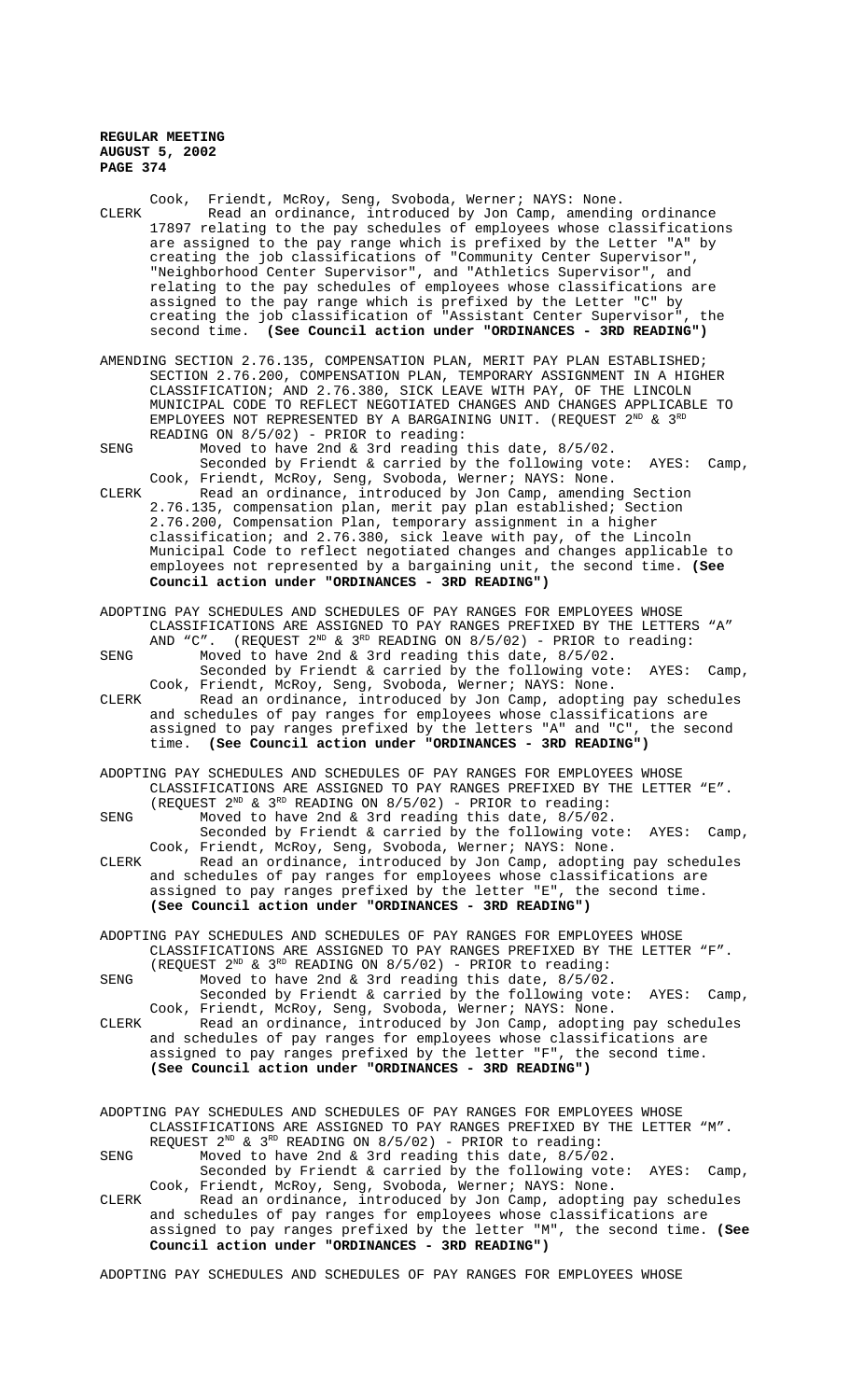Cook, Friendt, McRoy, Seng, Svoboda, Werner; NAYS: None.

CLERK Read an ordinance, introduced by Jon Camp, amending ordinance 17897 relating to the pay schedules of employees whose classifications are assigned to the pay range which is prefixed by the Letter "A" by creating the job classifications of "Community Center Supervisor", "Neighborhood Center Supervisor", and "Athletics Supervisor", and relating to the pay schedules of employees whose classifications are assigned to the pay range which is prefixed by the Letter "C" by creating the job classification of "Assistant Center Supervisor", the second time. **(See Council action under "ORDINANCES - 3RD READING")**

AMENDING SECTION 2.76.135, COMPENSATION PLAN, MERIT PAY PLAN ESTABLISHED; SECTION 2.76.200, COMPENSATION PLAN, TEMPORARY ASSIGNMENT IN A HIGHER CLASSIFICATION; AND 2.76.380, SICK LEAVE WITH PAY, OF THE LINCOLN MUNICIPAL CODE TO REFLECT NEGOTIATED CHANGES AND CHANGES APPLICABLE TO EMPLOYEES NOT REPRESENTED BY A BARGAINING UNIT. (REQUEST 2ND & 3RD READING ON 8/5/02) - PRIOR to reading:

SENG Moved to have 2nd & 3rd reading this date, 8/5/02.
Seconded by Friendt & carried by the following vote: AYES: Camp, Cook, Friendt, McRoy, Seng, Svoboda, Werner; NAYS: None.

CLERK Read an ordinance, introduced by Jon Camp, amending Section 2.76.135, compensation plan, merit pay plan established; Section 2.76.200, Compensation Plan, temporary assignment in a higher classification; and 2.76.380, sick leave with pay, of the Lincoln Municipal Code to reflect negotiated changes and changes applicable to employees not represented by a bargaining unit, the second time. **(See Council action under "ORDINANCES - 3RD READING")**

ADOPTING PAY SCHEDULES AND SCHEDULES OF PAY RANGES FOR EMPLOYEES WHOSE CLASSIFICATIONS ARE ASSIGNED TO PAY RANGES PREFIXED BY THE LETTERS "A" AND "C". (REQUEST 2ND & 3RD READING ON 8/5/02) - PRIOR to reading:

SENG Moved to have 2nd & 3rd reading this date, 8/5/02.
Seconded by Friendt & carried by the following vote: AYES: Camp, Cook, Friendt, McRoy, Seng, Svoboda, Werner; NAYS: None.

CLERK Read an ordinance, introduced by Jon Camp, adopting pay schedules and schedules of pay ranges for employees whose classifications are assigned to pay ranges prefixed by the letters "A" and "C", the second time. **(See Council action under "ORDINANCES - 3RD READING")**

ADOPTING PAY SCHEDULES AND SCHEDULES OF PAY RANGES FOR EMPLOYEES WHOSE CLASSIFICATIONS ARE ASSIGNED TO PAY RANGES PREFIXED BY THE LETTER "E". (REQUEST 2ND & 3RD READING ON 8/5/02) - PRIOR to reading:

SENG Moved to have 2nd & 3rd reading this date, 8/5/02.
Seconded by Friendt & carried by the following vote: AYES: Camp, Cook, Friendt, McRoy, Seng, Svoboda, Werner; NAYS: None.

CLERK Read an ordinance, introduced by Jon Camp, adopting pay schedules and schedules of pay ranges for employees whose classifications are assigned to pay ranges prefixed by the letter "E", the second time. **(See Council action under "ORDINANCES - 3RD READING")**

ADOPTING PAY SCHEDULES AND SCHEDULES OF PAY RANGES FOR EMPLOYEES WHOSE CLASSIFICATIONS ARE ASSIGNED TO PAY RANGES PREFIXED BY THE LETTER "F". (REQUEST 2ND & 3RD READING ON 8/5/02) - PRIOR to reading:

SENG Moved to have 2nd & 3rd reading this date, 8/5/02.
Seconded by Friendt & carried by the following vote: AYES: Camp, Cook, Friendt, McRoy, Seng, Svoboda, Werner; NAYS: None.

CLERK Read an ordinance, introduced by Jon Camp, adopting pay schedules and schedules of pay ranges for employees whose classifications are assigned to pay ranges prefixed by the letter "F", the second time. **(See Council action under "ORDINANCES - 3RD READING")**

ADOPTING PAY SCHEDULES AND SCHEDULES OF PAY RANGES FOR EMPLOYEES WHOSE CLASSIFICATIONS ARE ASSIGNED TO PAY RANGES PREFIXED BY THE LETTER "M". REQUEST 2ND & 3RD READING ON 8/5/02) - PRIOR to reading:

SENG Moved to have 2nd & 3rd reading this date, 8/5/02.
Seconded by Friendt & carried by the following vote: AYES: Camp, Cook, Friendt, McRoy, Seng, Svoboda, Werner; NAYS: None.

CLERK Read an ordinance, introduced by Jon Camp, adopting pay schedules and schedules of pay ranges for employees whose classifications are assigned to pay ranges prefixed by the letter "M", the second time. **(See Council action under "ORDINANCES - 3RD READING")**

ADOPTING PAY SCHEDULES AND SCHEDULES OF PAY RANGES FOR EMPLOYEES WHOSE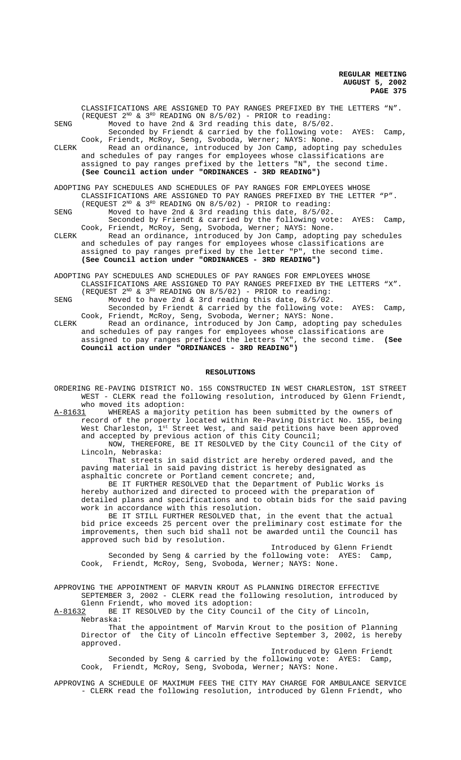CLASSIFICATIONS ARE ASSIGNED TO PAY RANGES PREFIXED BY THE LETTERS "N". (REQUEST 2ND & 3RD READING ON 8/5/02) - PRIOR to reading:

SENG Moved to have 2nd & 3rd reading this date, 8/5/02.

Seconded by Friendt & carried by the following vote: AYES: Camp, Cook, Friendt, McRoy, Seng, Svoboda, Werner; NAYS: None.

CLERK Read an ordinance, introduced by Jon Camp, adopting pay schedules and schedules of pay ranges for employees whose classifications are assigned to pay ranges prefixed by the letters "N", the second time. **(See Council action under "ORDINANCES - 3RD READING")**

ADOPTING PAY SCHEDULES AND SCHEDULES OF PAY RANGES FOR EMPLOYEES WHOSE CLASSIFICATIONS ARE ASSIGNED TO PAY RANGES PREFIXED BY THE LETTER "P". (REQUEST 2ND & 3RD READING ON 8/5/02) - PRIOR to reading:

SENG Moved to have 2nd & 3rd reading this date, 8/5/02.

Seconded by Friendt & carried by the following vote: AYES: Camp, Cook, Friendt, McRoy, Seng, Svoboda, Werner; NAYS: None.

CLERK Read an ordinance, introduced by Jon Camp, adopting pay schedules and schedules of pay ranges for employees whose classifications are assigned to pay ranges prefixed by the letter "P", the second time. **(See Council action under "ORDINANCES - 3RD READING")**

ADOPTING PAY SCHEDULES AND SCHEDULES OF PAY RANGES FOR EMPLOYEES WHOSE CLASSIFICATIONS ARE ASSIGNED TO PAY RANGES PREFIXED BY THE LETTERS "X". (REQUEST 2ND & 3RD READING ON 8/5/02) - PRIOR to reading:

SENG Moved to have 2nd & 3rd reading this date, 8/5/02.

Seconded by Friendt & carried by the following vote: AYES: Camp, Cook, Friendt, McRoy, Seng, Svoboda, Werner; NAYS: None.

CLERK Read an ordinance, introduced by Jon Camp, adopting pay schedules and schedules of pay ranges for employees whose classifications are assigned to pay ranges prefixed by the letters "X", the second time. **(See Council action under "ORDINANCES - 3RD READING")**

## RESOLUTIONS

ORDERING RE-PAVING DISTRICT NO. 155 CONSTRUCTED IN WEST CHARLESTON, 1ST STREET WEST - CLERK read the following resolution, introduced by Glenn Friendt, who moved its adoption:

A-81631 WHEREAS a majority petition has been submitted by the owners of record of the property located within Re-Paving District No. 155, being West Charleston, 1st Street West, and said petitions have been approved and accepted by previous action of this City Council;

NOW, THEREFORE, BE IT RESOLVED by the City Council of the City of Lincoln, Nebraska:

That streets in said district are hereby ordered paved, and the paving material in said paving district is hereby designated as asphaltic concrete or Portland cement concrete; and,

BE IT FURTHER RESOLVED that the Department of Public Works is hereby authorized and directed to proceed with the preparation of detailed plans and specifications and to obtain bids for the said paving work in accordance with this resolution.

BE IT STILL FURTHER RESOLVED that, in the event that the actual bid price exceeds 25 percent over the preliminary cost estimate for the improvements, then such bid shall not be awarded until the Council has approved such bid by resolution.

Introduced by Glenn Friendt

Seconded by Seng & carried by the following vote: AYES: Camp, Cook, Friendt, McRoy, Seng, Svoboda, Werner; NAYS: None.

APPROVING THE APPOINTMENT OF MARVIN KROUT AS PLANNING DIRECTOR EFFECTIVE SEPTEMBER 3, 2002 - CLERK read the following resolution, introduced by Glenn Friendt, who moved its adoption:

A-81632 BE IT RESOLVED by the City Council of the City of Lincoln, Nebraska:

That the appointment of Marvin Krout to the position of Planning Director of the City of Lincoln effective September 3, 2002, is hereby approved.

Introduced by Glenn Friendt

Seconded by Seng & carried by the following vote: AYES: Camp, Cook, Friendt, McRoy, Seng, Svoboda, Werner; NAYS: None.

APPROVING A SCHEDULE OF MAXIMUM FEES THE CITY MAY CHARGE FOR AMBULANCE SERVICE - CLERK read the following resolution, introduced by Glenn Friendt, who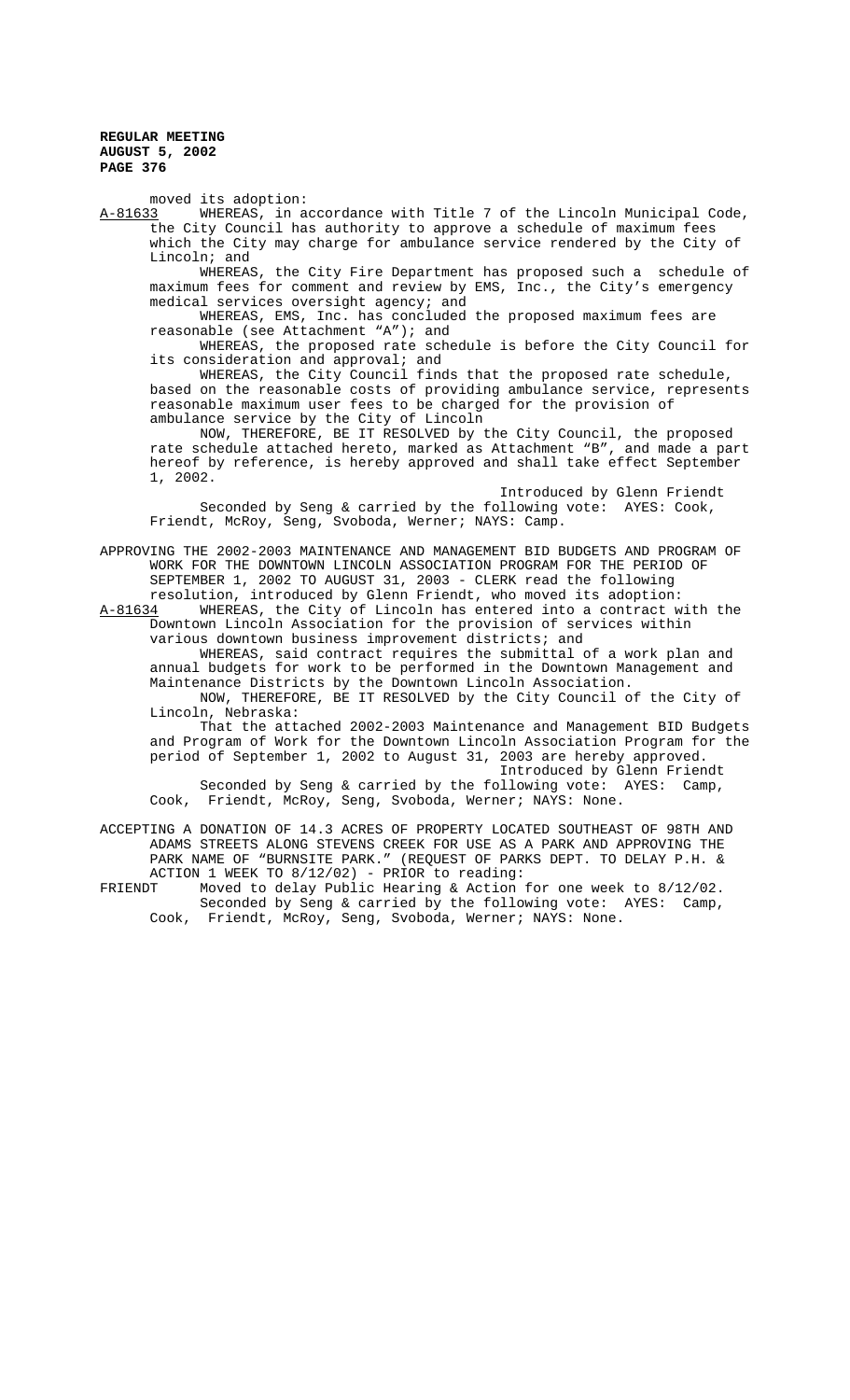moved its adoption:

A-81633 WHEREAS, in accordance with Title 7 of the Lincoln Municipal Code, the City Council has authority to approve a schedule of maximum fees which the City may charge for ambulance service rendered by the City of Lincoln; and

WHEREAS, the City Fire Department has proposed such a schedule of maximum fees for comment and review by EMS, Inc., the City's emergency medical services oversight agency; and

WHEREAS, EMS, Inc. has concluded the proposed maximum fees are reasonable (see Attachment "A"); and

WHEREAS, the proposed rate schedule is before the City Council for its consideration and approval; and

WHEREAS, the City Council finds that the proposed rate schedule, based on the reasonable costs of providing ambulance service, represents reasonable maximum user fees to be charged for the provision of ambulance service by the City of Lincoln

NOW, THEREFORE, BE IT RESOLVED by the City Council, the proposed rate schedule attached hereto, marked as Attachment "B", and made a part hereof by reference, is hereby approved and shall take effect September 1, 2002.

Introduced by Glenn Friendt

Seconded by Seng & carried by the following vote: AYES: Cook, Friendt, McRoy, Seng, Svoboda, Werner; NAYS: Camp.

APPROVING THE 2002-2003 MAINTENANCE AND MANAGEMENT BID BUDGETS AND PROGRAM OF WORK FOR THE DOWNTOWN LINCOLN ASSOCIATION PROGRAM FOR THE PERIOD OF SEPTEMBER 1, 2002 TO AUGUST 31, 2003 - CLERK read the following resolution, introduced by Glenn Friendt, who moved its adoption:

A-81634 WHEREAS, the City of Lincoln has entered into a contract with the Downtown Lincoln Association for the provision of services within various downtown business improvement districts; and

WHEREAS, said contract requires the submittal of a work plan and annual budgets for work to be performed in the Downtown Management and Maintenance Districts by the Downtown Lincoln Association.

NOW, THEREFORE, BE IT RESOLVED by the City Council of the City of Lincoln, Nebraska:

That the attached 2002-2003 Maintenance and Management BID Budgets and Program of Work for the Downtown Lincoln Association Program for the period of September 1, 2002 to August 31, 2003 are hereby approved.

Introduced by Glenn Friendt

Seconded by Seng & carried by the following vote: AYES: Camp, Cook, Friendt, McRoy, Seng, Svoboda, Werner; NAYS: None.

ACCEPTING A DONATION OF 14.3 ACRES OF PROPERTY LOCATED SOUTHEAST OF 98TH AND ADAMS STREETS ALONG STEVENS CREEK FOR USE AS A PARK AND APPROVING THE PARK NAME OF "BURNSITE PARK." (REQUEST OF PARKS DEPT. TO DELAY P.H. & ACTION 1 WEEK TO 8/12/02) - PRIOR to reading:

FRIENDT Moved to delay Public Hearing & Action for one week to 8/12/02.

Seconded by Seng & carried by the following vote: AYES: Camp, Cook, Friendt, McRoy, Seng, Svoboda, Werner; NAYS: None.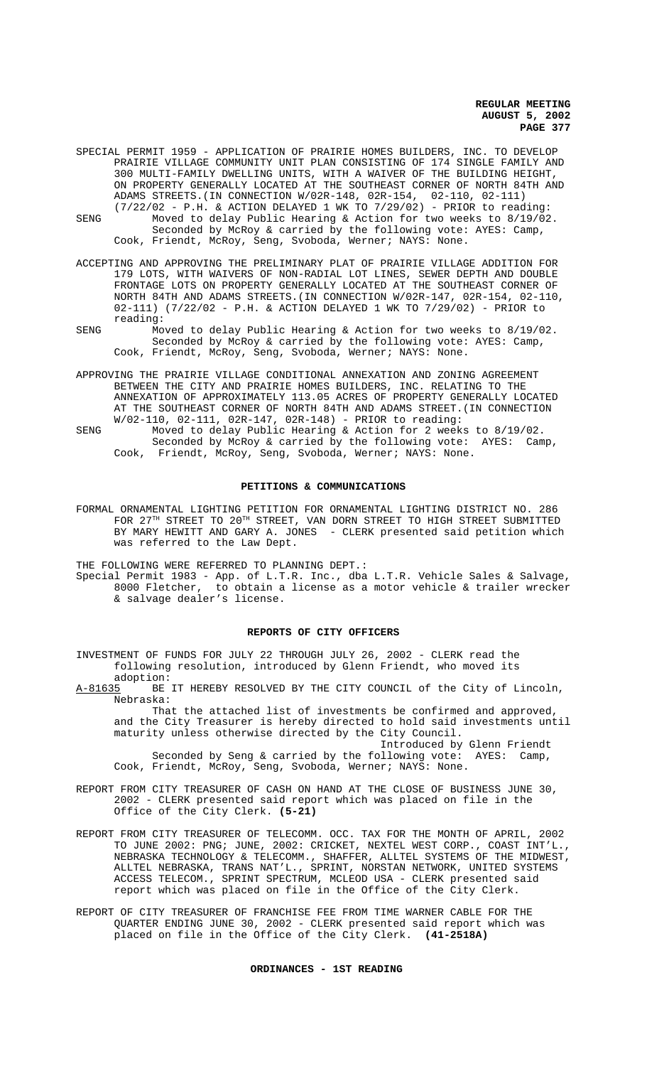SPECIAL PERMIT 1959 - APPLICATION OF PRAIRIE HOMES BUILDERS, INC. TO DEVELOP PRAIRIE VILLAGE COMMUNITY UNIT PLAN CONSISTING OF 174 SINGLE FAMILY AND 300 MULTI-FAMILY DWELLING UNITS, WITH A WAIVER OF THE BUILDING HEIGHT, ON PROPERTY GENERALLY LOCATED AT THE SOUTHEAST CORNER OF NORTH 84TH AND ADAMS STREETS.(IN CONNECTION W/02R-148, 02R-154, 02-110, 02-111) (7/22/02 - P.H. & ACTION DELAYED 1 WK TO 7/29/02) - PRIOR to reading:

SENG Moved to delay Public Hearing & Action for two weeks to 8/19/02. Seconded by McRoy & carried by the following vote: AYES: Camp, Cook, Friendt, McRoy, Seng, Svoboda, Werner; NAYS: None.

ACCEPTING AND APPROVING THE PRELIMINARY PLAT OF PRAIRIE VILLAGE ADDITION FOR 179 LOTS, WITH WAIVERS OF NON-RADIAL LOT LINES, SEWER DEPTH AND DOUBLE FRONTAGE LOTS ON PROPERTY GENERALLY LOCATED AT THE SOUTHEAST CORNER OF NORTH 84TH AND ADAMS STREETS.(IN CONNECTION W/02R-147, 02R-154, 02-110, 02-111) (7/22/02 - P.H. & ACTION DELAYED 1 WK TO 7/29/02) - PRIOR to reading:

SENG Moved to delay Public Hearing & Action for two weeks to 8/19/02. Seconded by McRoy & carried by the following vote: AYES: Camp, Cook, Friendt, McRoy, Seng, Svoboda, Werner; NAYS: None.

APPROVING THE PRAIRIE VILLAGE CONDITIONAL ANNEXATION AND ZONING AGREEMENT BETWEEN THE CITY AND PRAIRIE HOMES BUILDERS, INC. RELATING TO THE ANNEXATION OF APPROXIMATELY 113.05 ACRES OF PROPERTY GENERALLY LOCATED AT THE SOUTHEAST CORNER OF NORTH 84TH AND ADAMS STREET.(IN CONNECTION W/02-110, 02-111, 02R-147, 02R-148) - PRIOR to reading:

SENG Moved to delay Public Hearing & Action for 2 weeks to 8/19/02. Seconded by McRoy & carried by the following vote: AYES: Camp, Cook, Friendt, McRoy, Seng, Svoboda, Werner; NAYS: None.

## PETITIONS & COMMUNICATIONS

FORMAL ORNAMENTAL LIGHTING PETITION FOR ORNAMENTAL LIGHTING DISTRICT NO. 286 FOR 27TH STREET TO 20TH STREET, VAN DORN STREET TO HIGH STREET SUBMITTED BY MARY HEWITT AND GARY A. JONES - CLERK presented said petition which was referred to the Law Dept.

THE FOLLOWING WERE REFERRED TO PLANNING DEPT.:

Special Permit 1983 - App. of L.T.R. Inc., dba L.T.R. Vehicle Sales & Salvage, 8000 Fletcher, to obtain a license as a motor vehicle & trailer wrecker & salvage dealer's license.

## REPORTS OF CITY OFFICERS

INVESTMENT OF FUNDS FOR JULY 22 THROUGH JULY 26, 2002 - CLERK read the following resolution, introduced by Glenn Friendt, who moved its adoption:

A-81635 BE IT HEREBY RESOLVED BY THE CITY COUNCIL of the City of Lincoln, Nebraska:

That the attached list of investments be confirmed and approved, and the City Treasurer is hereby directed to hold said investments until maturity unless otherwise directed by the City Council.

Introduced by Glenn Friendt

Seconded by Seng & carried by the following vote: AYES: Camp, Cook, Friendt, McRoy, Seng, Svoboda, Werner; NAYS: None.

REPORT FROM CITY TREASURER OF CASH ON HAND AT THE CLOSE OF BUSINESS JUNE 30, 2002 - CLERK presented said report which was placed on file in the Office of the City Clerk. **(5-21)**

REPORT FROM CITY TREASURER OF TELECOMM. OCC. TAX FOR THE MONTH OF APRIL, 2002 TO JUNE 2002: PNG; JUNE, 2002: CRICKET, NEXTEL WEST CORP., COAST INT'L., NEBRASKA TECHNOLOGY & TELECOMM., SHAFFER, ALLTEL SYSTEMS OF THE MIDWEST, ALLTEL NEBRASKA, TRANS NAT'L., SPRINT, NORSTAN NETWORK, UNITED SYSTEMS ACCESS TELECOM., SPRINT SPECTRUM, MCLEOD USA - CLERK presented said report which was placed on file in the Office of the City Clerk.

REPORT OF CITY TREASURER OF FRANCHISE FEE FROM TIME WARNER CABLE FOR THE QUARTER ENDING JUNE 30, 2002 - CLERK presented said report which was placed on file in the Office of the City Clerk. **(41-2518A)**

## ORDINANCES - 1ST READING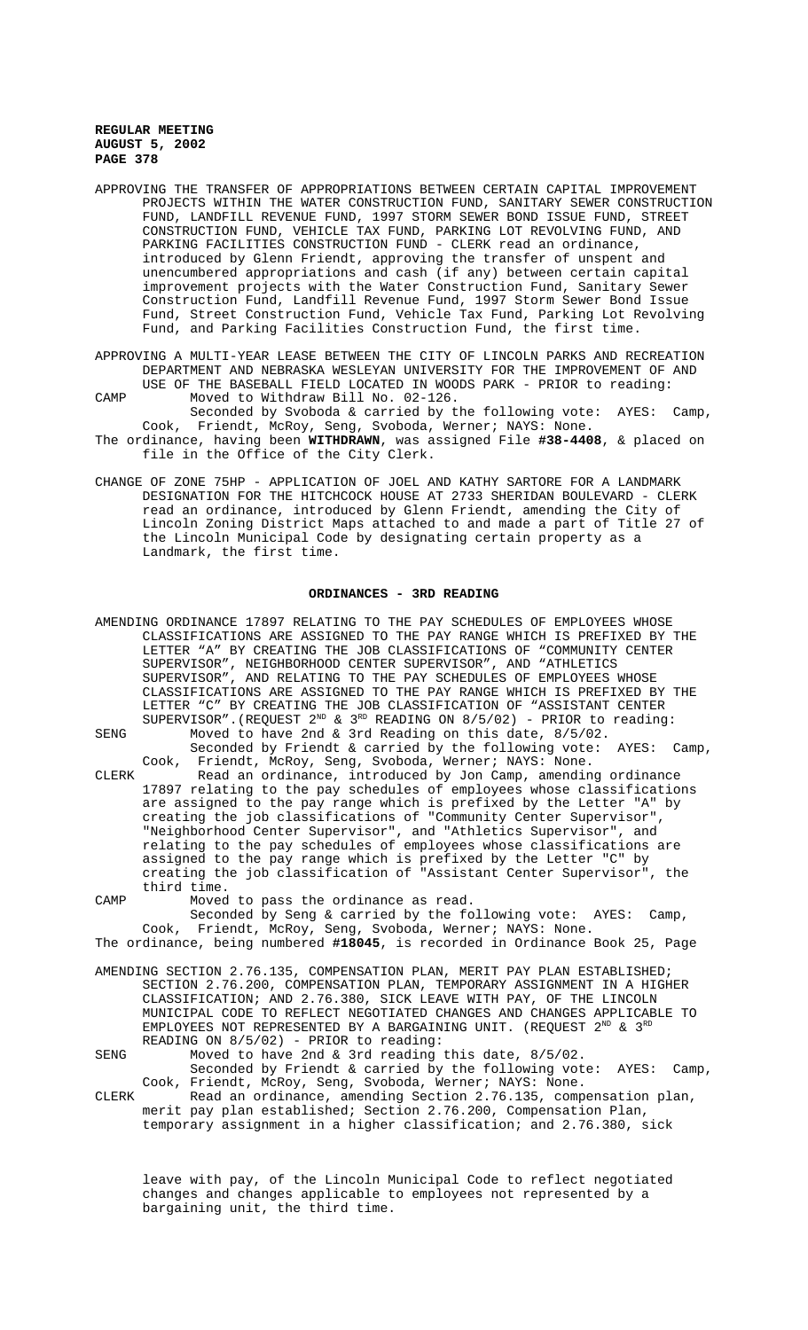APPROVING THE TRANSFER OF APPROPRIATIONS BETWEEN CERTAIN CAPITAL IMPROVEMENT PROJECTS WITHIN THE WATER CONSTRUCTION FUND, SANITARY SEWER CONSTRUCTION FUND, LANDFILL REVENUE FUND, 1997 STORM SEWER BOND ISSUE FUND, STREET CONSTRUCTION FUND, VEHICLE TAX FUND, PARKING LOT REVOLVING FUND, AND PARKING FACILITIES CONSTRUCTION FUND - CLERK read an ordinance, introduced by Glenn Friendt, approving the transfer of unspent and unencumbered appropriations and cash (if any) between certain capital improvement projects with the Water Construction Fund, Sanitary Sewer Construction Fund, Landfill Revenue Fund, 1997 Storm Sewer Bond Issue Fund, Street Construction Fund, Vehicle Tax Fund, Parking Lot Revolving Fund, and Parking Facilities Construction Fund, the first time.

APPROVING A MULTI-YEAR LEASE BETWEEN THE CITY OF LINCOLN PARKS AND RECREATION DEPARTMENT AND NEBRASKA WESLEYAN UNIVERSITY FOR THE IMPROVEMENT OF AND USE OF THE BASEBALL FIELD LOCATED IN WOODS PARK - PRIOR to reading:

CAMP Moved to Withdraw Bill No. 02-126.
Seconded by Svoboda & carried by the following vote: AYES: Camp, Cook, Friendt, McRoy, Seng, Svoboda, Werner; NAYS: None.

The ordinance, having been **WITHDRAWN**, was assigned File **#38-4408**, & placed on file in the Office of the City Clerk.

CHANGE OF ZONE 75HP - APPLICATION OF JOEL AND KATHY SARTORE FOR A LANDMARK DESIGNATION FOR THE HITCHCOCK HOUSE AT 2733 SHERIDAN BOULEVARD - CLERK read an ordinance, introduced by Glenn Friendt, amending the City of Lincoln Zoning District Maps attached to and made a part of Title 27 of the Lincoln Municipal Code by designating certain property as a Landmark, the first time.

## ORDINANCES - 3RD READING

AMENDING ORDINANCE 17897 RELATING TO THE PAY SCHEDULES OF EMPLOYEES WHOSE CLASSIFICATIONS ARE ASSIGNED TO THE PAY RANGE WHICH IS PREFIXED BY THE LETTER "A" BY CREATING THE JOB CLASSIFICATIONS OF "COMMUNITY CENTER SUPERVISOR", NEIGHBORHOOD CENTER SUPERVISOR", AND "ATHLETICS SUPERVISOR", AND RELATING TO THE PAY SCHEDULES OF EMPLOYEES WHOSE CLASSIFICATIONS ARE ASSIGNED TO THE PAY RANGE WHICH IS PREFIXED BY THE LETTER "C" BY CREATING THE JOB CLASSIFICATION OF "ASSISTANT CENTER SUPERVISOR".(REQUEST 2ND & 3RD READING ON 8/5/02) - PRIOR to reading:

SENG Moved to have 2nd & 3rd Reading on this date, 8/5/02.
Seconded by Friendt & carried by the following vote: AYES: Camp, Cook, Friendt, McRoy, Seng, Svoboda, Werner; NAYS: None.

CLERK Read an ordinance, introduced by Jon Camp, amending ordinance 17897 relating to the pay schedules of employees whose classifications are assigned to the pay range which is prefixed by the Letter "A" by creating the job classifications of "Community Center Supervisor", "Neighborhood Center Supervisor", and "Athletics Supervisor", and relating to the pay schedules of employees whose classifications are assigned to the pay range which is prefixed by the Letter "C" by creating the job classification of "Assistant Center Supervisor", the third time.

CAMP Moved to pass the ordinance as read.
Seconded by Seng & carried by the following vote: AYES: Camp, Cook, Friendt, McRoy, Seng, Svoboda, Werner; NAYS: None.

The ordinance, being numbered **#18045**, is recorded in Ordinance Book 25, Page

AMENDING SECTION 2.76.135, COMPENSATION PLAN, MERIT PAY PLAN ESTABLISHED; SECTION 2.76.200, COMPENSATION PLAN, TEMPORARY ASSIGNMENT IN A HIGHER CLASSIFICATION; AND 2.76.380, SICK LEAVE WITH PAY, OF THE LINCOLN MUNICIPAL CODE TO REFLECT NEGOTIATED CHANGES AND CHANGES APPLICABLE TO EMPLOYEES NOT REPRESENTED BY A BARGAINING UNIT. (REQUEST 2ND & 3RD READING ON 8/5/02) - PRIOR to reading:

SENG Moved to have 2nd & 3rd reading this date, 8/5/02.
Seconded by Friendt & carried by the following vote: AYES: Camp, Cook, Friendt, McRoy, Seng, Svoboda, Werner; NAYS: None.

CLERK Read an ordinance, amending Section 2.76.135, compensation plan, merit pay plan established; Section 2.76.200, Compensation Plan, temporary assignment in a higher classification; and 2.76.380, sick leave with pay, of the Lincoln Municipal Code to reflect negotiated changes and changes applicable to employees not represented by a bargaining unit, the third time.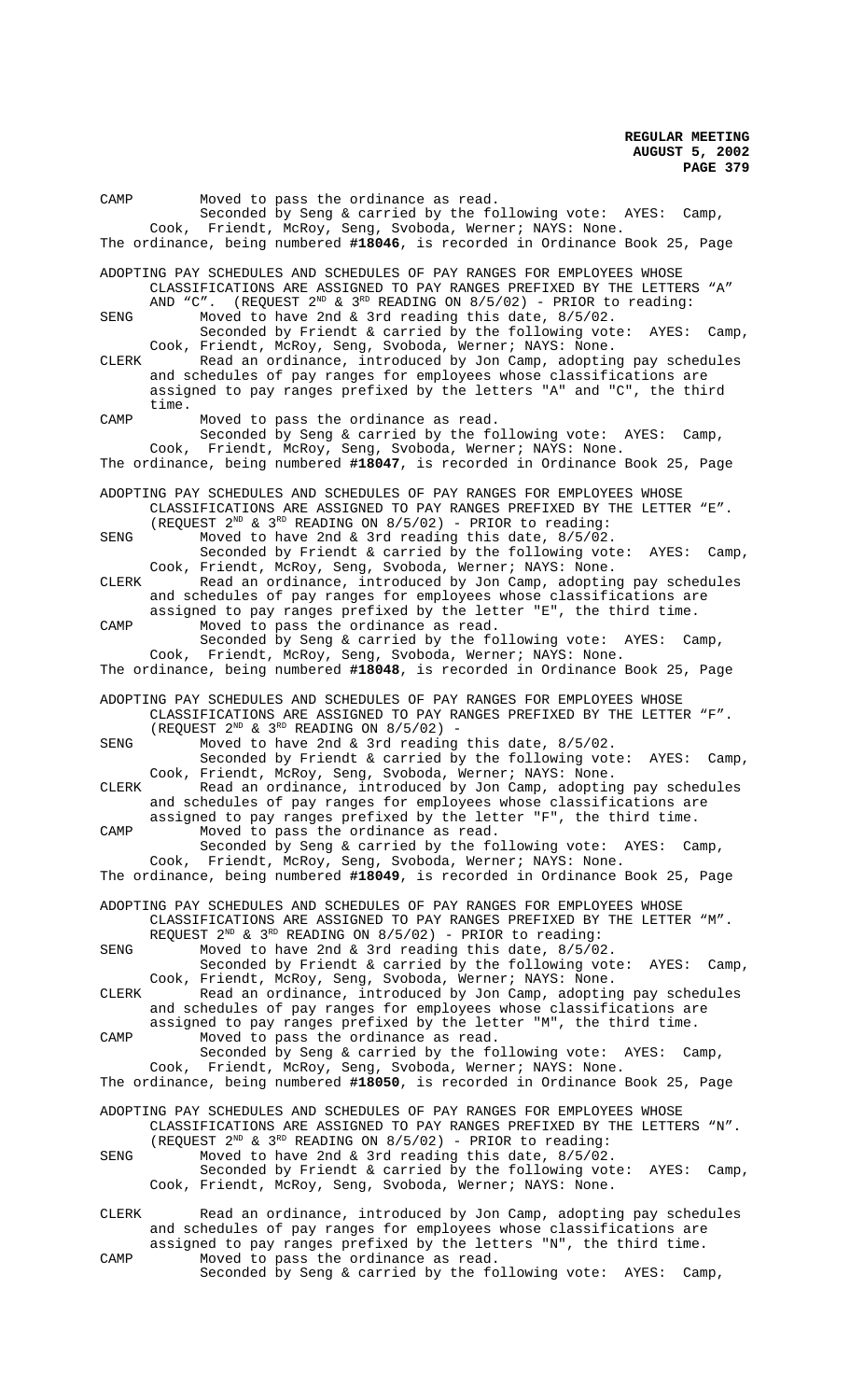CAMP Moved to pass the ordinance as read.
Seconded by Seng & carried by the following vote: AYES: Camp, Cook, Friendt, McRoy, Seng, Svoboda, Werner; NAYS: None.
The ordinance, being numbered **#18046**, is recorded in Ordinance Book 25, Page

ADOPTING PAY SCHEDULES AND SCHEDULES OF PAY RANGES FOR EMPLOYEES WHOSE CLASSIFICATIONS ARE ASSIGNED TO PAY RANGES PREFIXED BY THE LETTERS "A" AND "C". (REQUEST 2ND & 3RD READING ON 8/5/02) - PRIOR to reading:
SENG Moved to have 2nd & 3rd reading this date, 8/5/02.
Seconded by Friendt & carried by the following vote: AYES: Camp, Cook, Friendt, McRoy, Seng, Svoboda, Werner; NAYS: None.
CLERK Read an ordinance, introduced by Jon Camp, adopting pay schedules and schedules of pay ranges for employees whose classifications are assigned to pay ranges prefixed by the letters "A" and "C", the third time.
CAMP Moved to pass the ordinance as read.
Seconded by Seng & carried by the following vote: AYES: Camp, Cook, Friendt, McRoy, Seng, Svoboda, Werner; NAYS: None.
The ordinance, being numbered **#18047**, is recorded in Ordinance Book 25, Page

ADOPTING PAY SCHEDULES AND SCHEDULES OF PAY RANGES FOR EMPLOYEES WHOSE CLASSIFICATIONS ARE ASSIGNED TO PAY RANGES PREFIXED BY THE LETTER "E". (REQUEST 2ND & 3RD READING ON 8/5/02) - PRIOR to reading:
SENG Moved to have 2nd & 3rd reading this date, 8/5/02.
Seconded by Friendt & carried by the following vote: AYES: Camp, Cook, Friendt, McRoy, Seng, Svoboda, Werner; NAYS: None.
CLERK Read an ordinance, introduced by Jon Camp, adopting pay schedules and schedules of pay ranges for employees whose classifications are assigned to pay ranges prefixed by the letter "E", the third time.
CAMP Moved to pass the ordinance as read.
Seconded by Seng & carried by the following vote: AYES: Camp, Cook, Friendt, McRoy, Seng, Svoboda, Werner; NAYS: None.
The ordinance, being numbered **#18048**, is recorded in Ordinance Book 25, Page

ADOPTING PAY SCHEDULES AND SCHEDULES OF PAY RANGES FOR EMPLOYEES WHOSE CLASSIFICATIONS ARE ASSIGNED TO PAY RANGES PREFIXED BY THE LETTER "F". (REQUEST 2ND & 3RD READING ON 8/5/02) -
SENG Moved to have 2nd & 3rd reading this date, 8/5/02.
Seconded by Friendt & carried by the following vote: AYES: Camp, Cook, Friendt, McRoy, Seng, Svoboda, Werner; NAYS: None.
CLERK Read an ordinance, introduced by Jon Camp, adopting pay schedules and schedules of pay ranges for employees whose classifications are assigned to pay ranges prefixed by the letter "F", the third time.
CAMP Moved to pass the ordinance as read.
Seconded by Seng & carried by the following vote: AYES: Camp, Cook, Friendt, McRoy, Seng, Svoboda, Werner; NAYS: None.
The ordinance, being numbered **#18049**, is recorded in Ordinance Book 25, Page

ADOPTING PAY SCHEDULES AND SCHEDULES OF PAY RANGES FOR EMPLOYEES WHOSE CLASSIFICATIONS ARE ASSIGNED TO PAY RANGES PREFIXED BY THE LETTER "M". REQUEST 2ND & 3RD READING ON 8/5/02) - PRIOR to reading:
SENG Moved to have 2nd & 3rd reading this date, 8/5/02.
Seconded by Friendt & carried by the following vote: AYES: Camp, Cook, Friendt, McRoy, Seng, Svoboda, Werner; NAYS: None.
CLERK Read an ordinance, introduced by Jon Camp, adopting pay schedules and schedules of pay ranges for employees whose classifications are assigned to pay ranges prefixed by the letter "M", the third time.
CAMP Moved to pass the ordinance as read.
Seconded by Seng & carried by the following vote: AYES: Camp, Cook, Friendt, McRoy, Seng, Svoboda, Werner; NAYS: None.
The ordinance, being numbered **#18050**, is recorded in Ordinance Book 25, Page

ADOPTING PAY SCHEDULES AND SCHEDULES OF PAY RANGES FOR EMPLOYEES WHOSE CLASSIFICATIONS ARE ASSIGNED TO PAY RANGES PREFIXED BY THE LETTERS "N". (REQUEST 2ND & 3RD READING ON 8/5/02) - PRIOR to reading:
SENG Moved to have 2nd & 3rd reading this date, 8/5/02.
Seconded by Friendt & carried by the following vote: AYES: Camp, Cook, Friendt, McRoy, Seng, Svoboda, Werner; NAYS: None.

CLERK Read an ordinance, introduced by Jon Camp, adopting pay schedules and schedules of pay ranges for employees whose classifications are assigned to pay ranges prefixed by the letters "N", the third time.
CAMP Moved to pass the ordinance as read.
Seconded by Seng & carried by the following vote: AYES: Camp,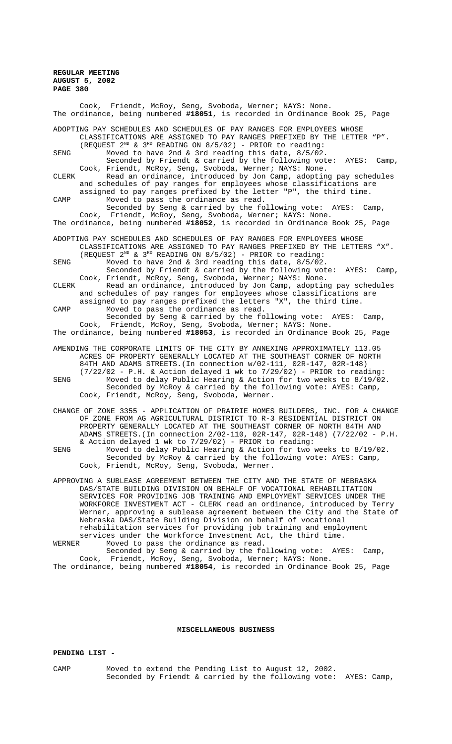Cook, Friendt, McRoy, Seng, Svoboda, Werner; NAYS: None.
The ordinance, being numbered **#18051**, is recorded in Ordinance Book 25, Page

ADOPTING PAY SCHEDULES AND SCHEDULES OF PAY RANGES FOR EMPLOYEES WHOSE CLASSIFICATIONS ARE ASSIGNED TO PAY RANGES PREFIXED BY THE LETTER "P". (REQUEST 2ND & 3RD READING ON 8/5/02) - PRIOR to reading:

SENG Moved to have 2nd & 3rd reading this date, 8/5/02.
Seconded by Friendt & carried by the following vote: AYES: Camp, Cook, Friendt, McRoy, Seng, Svoboda, Werner; NAYS: None.

CLERK Read an ordinance, introduced by Jon Camp, adopting pay schedules and schedules of pay ranges for employees whose classifications are assigned to pay ranges prefixed by the letter "P", the third time.

CAMP Moved to pass the ordinance as read.
Seconded by Seng & carried by the following vote: AYES: Camp, Cook, Friendt, McRoy, Seng, Svoboda, Werner; NAYS: None.
The ordinance, being numbered **#18052**, is recorded in Ordinance Book 25, Page

ADOPTING PAY SCHEDULES AND SCHEDULES OF PAY RANGES FOR EMPLOYEES WHOSE CLASSIFICATIONS ARE ASSIGNED TO PAY RANGES PREFIXED BY THE LETTERS "X". (REQUEST 2ND & 3RD READING ON 8/5/02) - PRIOR to reading:

SENG Moved to have 2nd & 3rd reading this date, 8/5/02.
Seconded by Friendt & carried by the following vote: AYES: Camp, Cook, Friendt, McRoy, Seng, Svoboda, Werner; NAYS: None.

CLERK Read an ordinance, introduced by Jon Camp, adopting pay schedules and schedules of pay ranges for employees whose classifications are assigned to pay ranges prefixed the letters "X", the third time.

CAMP Moved to pass the ordinance as read.
Seconded by Seng & carried by the following vote: AYES: Camp, Cook, Friendt, McRoy, Seng, Svoboda, Werner; NAYS: None.
The ordinance, being numbered **#18053**, is recorded in Ordinance Book 25, Page

AMENDING THE CORPORATE LIMITS OF THE CITY BY ANNEXING APPROXIMATELY 113.05 ACRES OF PROPERTY GENERALLY LOCATED AT THE SOUTHEAST CORNER OF NORTH 84TH AND ADAMS STREETS.(In connection w/02-111, 02R-147, 02R-148) (7/22/02 - P.H. & Action delayed 1 wk to 7/29/02) - PRIOR to reading:

SENG Moved to delay Public Hearing & Action for two weeks to 8/19/02.
Seconded by McRoy & carried by the following vote: AYES: Camp, Cook, Friendt, McRoy, Seng, Svoboda, Werner.

CHANGE OF ZONE 3355 - APPLICATION OF PRAIRIE HOMES BUILDERS, INC. FOR A CHANGE OF ZONE FROM AG AGRICULTURAL DISTRICT TO R-3 RESIDENTIAL DISTRICT ON PROPERTY GENERALLY LOCATED AT THE SOUTHEAST CORNER OF NORTH 84TH AND ADAMS STREETS.(In connection 2/02-110, 02R-147, 02R-148) (7/22/02 - P.H. & Action delayed 1 wk to 7/29/02) - PRIOR to reading:

SENG Moved to delay Public Hearing & Action for two weeks to 8/19/02.
Seconded by McRoy & carried by the following vote: AYES: Camp, Cook, Friendt, McRoy, Seng, Svoboda, Werner.

APPROVING A SUBLEASE AGREEMENT BETWEEN THE CITY AND THE STATE OF NEBRASKA DAS/STATE BUILDING DIVISION ON BEHALF OF VOCATIONAL REHABILITATION SERVICES FOR PROVIDING JOB TRAINING AND EMPLOYMENT SERVICES UNDER THE WORKFORCE INVESTMENT ACT - CLERK read an ordinance, introduced by Terry Werner, approving a sublease agreement between the City and the State of Nebraska DAS/State Building Division on behalf of vocational rehabilitation services for providing job training and employment services under the Workforce Investment Act, the third time.

WERNER Moved to pass the ordinance as read.
Seconded by Seng & carried by the following vote: AYES: Camp, Cook, Friendt, McRoy, Seng, Svoboda, Werner; NAYS: None.
The ordinance, being numbered **#18054**, is recorded in Ordinance Book 25, Page

## MISCELLANEOUS BUSINESS

**PENDING LIST -**

CAMP Moved to extend the Pending List to August 12, 2002.
Seconded by Friendt & carried by the following vote: AYES: Camp,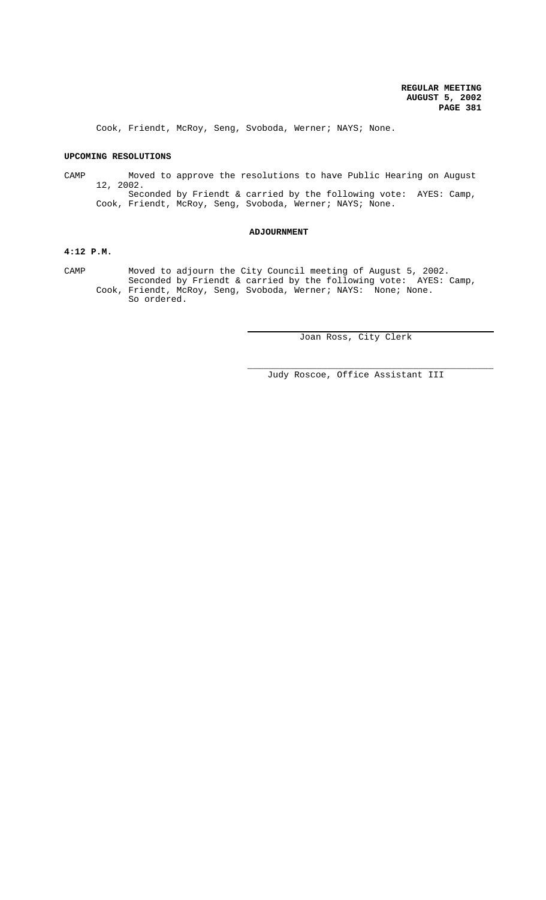Cook, Friendt, McRoy, Seng, Svoboda, Werner; NAYS; None.

**UPCOMING RESOLUTIONS**

CAMP Moved to approve the resolutions to have Public Hearing on August 12, 2002.
Seconded by Friendt & carried by the following vote: AYES: Camp, Cook, Friendt, McRoy, Seng, Svoboda, Werner; NAYS; None.

**ADJOURNMENT**

**4:12 P.M.**

CAMP Moved to adjourn the City Council meeting of August 5, 2002.
Seconded by Friendt & carried by the following vote: AYES: Camp, Cook, Friendt, McRoy, Seng, Svoboda, Werner; NAYS: None; None.
So ordered.

Joan Ross, City Clerk

Judy Roscoe, Office Assistant III